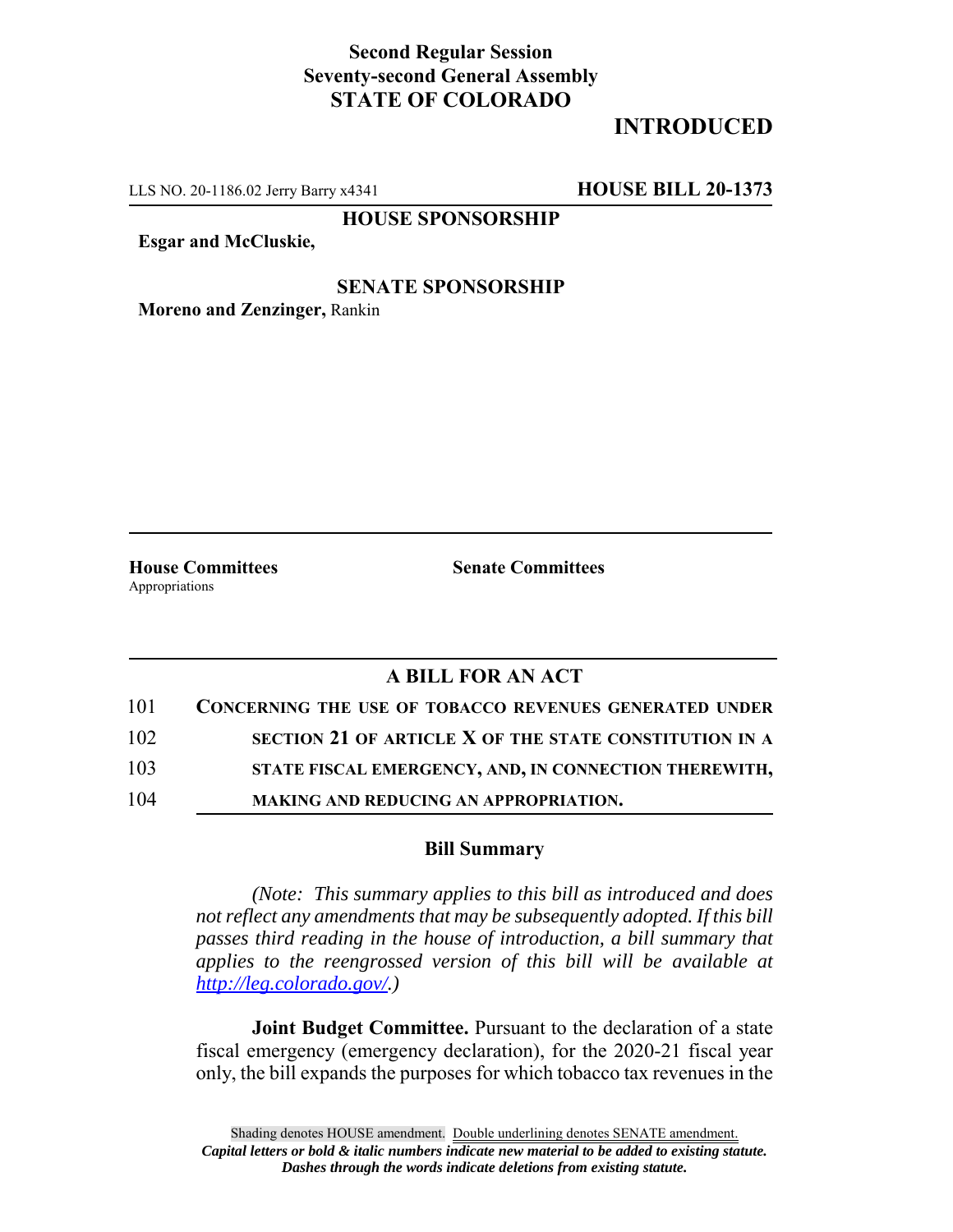**Second Regular Session**
**Seventy-second General Assembly**
**STATE OF COLORADO**

**INTRODUCED**

LLS NO. 20-1186.02 Jerry Barry x4341 **HOUSE BILL 20-1373**

**HOUSE SPONSORSHIP**

**Esgar and McCluskie,**

**SENATE SPONSORSHIP**

**Moreno and Zenzinger,** Rankin

**House Committees**
Appropriations

**Senate Committees**

## A BILL FOR AN ACT

101 **CONCERNING THE USE OF TOBACCO REVENUES GENERATED UNDER**
102 **SECTION 21 OF ARTICLE X OF THE STATE CONSTITUTION IN A**
103 **STATE FISCAL EMERGENCY, AND, IN CONNECTION THEREWITH,**
104 **MAKING AND REDUCING AN APPROPRIATION.**

### Bill Summary

*(Note: This summary applies to this bill as introduced and does not reflect any amendments that may be subsequently adopted. If this bill passes third reading in the house of introduction, a bill summary that applies to the reengrossed version of this bill will be available at http://leg.colorado.gov/.)*

**Joint Budget Committee.** Pursuant to the declaration of a state fiscal emergency (emergency declaration), for the 2020-21 fiscal year only, the bill expands the purposes for which tobacco tax revenues in the

Shading denotes HOUSE amendment. Double underlining denotes SENATE amendment.
*Capital letters or bold & italic numbers indicate new material to be added to existing statute.*
*Dashes through the words indicate deletions from existing statute.*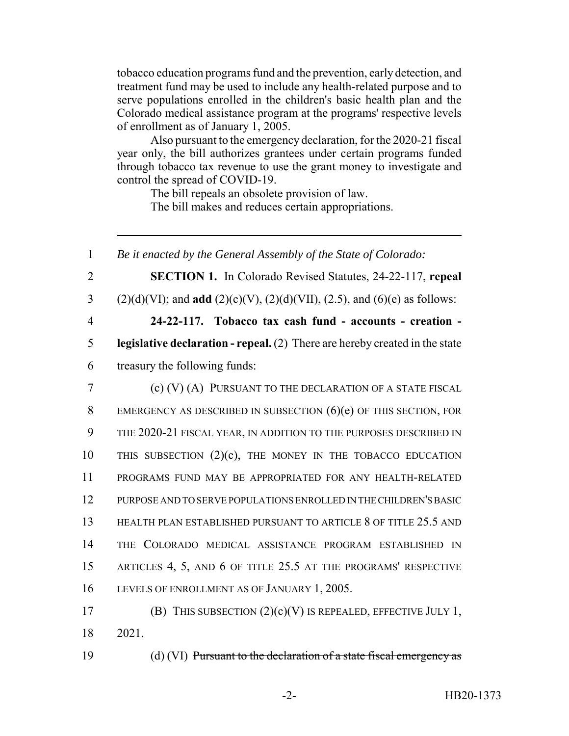tobacco education programs fund and the prevention, early detection, and treatment fund may be used to include any health-related purpose and to serve populations enrolled in the children's basic health plan and the Colorado medical assistance program at the programs' respective levels of enrollment as of January 1, 2005.

Also pursuant to the emergency declaration, for the 2020-21 fiscal year only, the bill authorizes grantees under certain programs funded through tobacco tax revenue to use the grant money to investigate and control the spread of COVID-19.

The bill repeals an obsolete provision of law.

The bill makes and reduces certain appropriations.

---

1 *Be it enacted by the General Assembly of the State of Colorado:*

2 **SECTION 1.** In Colorado Revised Statutes, 24-22-117, **repeal**
3 (2)(d)(VI); and **add** (2)(c)(V), (2)(d)(VII), (2.5), and (6)(e) as follows:

4 **24-22-117. Tobacco tax cash fund - accounts - creation -**
5 **legislative declaration - repeal.** (2) There are hereby created in the state
6 treasury the following funds:

7 (c) (V) (A) PURSUANT TO THE DECLARATION OF A STATE FISCAL
8 EMERGENCY AS DESCRIBED IN SUBSECTION (6)(e) OF THIS SECTION, FOR
9 THE 2020-21 FISCAL YEAR, IN ADDITION TO THE PURPOSES DESCRIBED IN
10 THIS SUBSECTION (2)(c), THE MONEY IN THE TOBACCO EDUCATION
11 PROGRAMS FUND MAY BE APPROPRIATED FOR ANY HEALTH-RELATED
12 PURPOSE AND TO SERVE POPULATIONS ENROLLED IN THE CHILDREN'S BASIC
13 HEALTH PLAN ESTABLISHED PURSUANT TO ARTICLE 8 OF TITLE 25.5 AND
14 THE COLORADO MEDICAL ASSISTANCE PROGRAM ESTABLISHED IN
15 ARTICLES 4, 5, AND 6 OF TITLE 25.5 AT THE PROGRAMS' RESPECTIVE
16 LEVELS OF ENROLLMENT AS OF JANUARY 1, 2005.

17 (B) THIS SUBSECTION (2)(c)(V) IS REPEALED, EFFECTIVE JULY 1,
18 2021.

19 (d) (VI) ~~Pursuant to the declaration of a state fiscal emergency as~~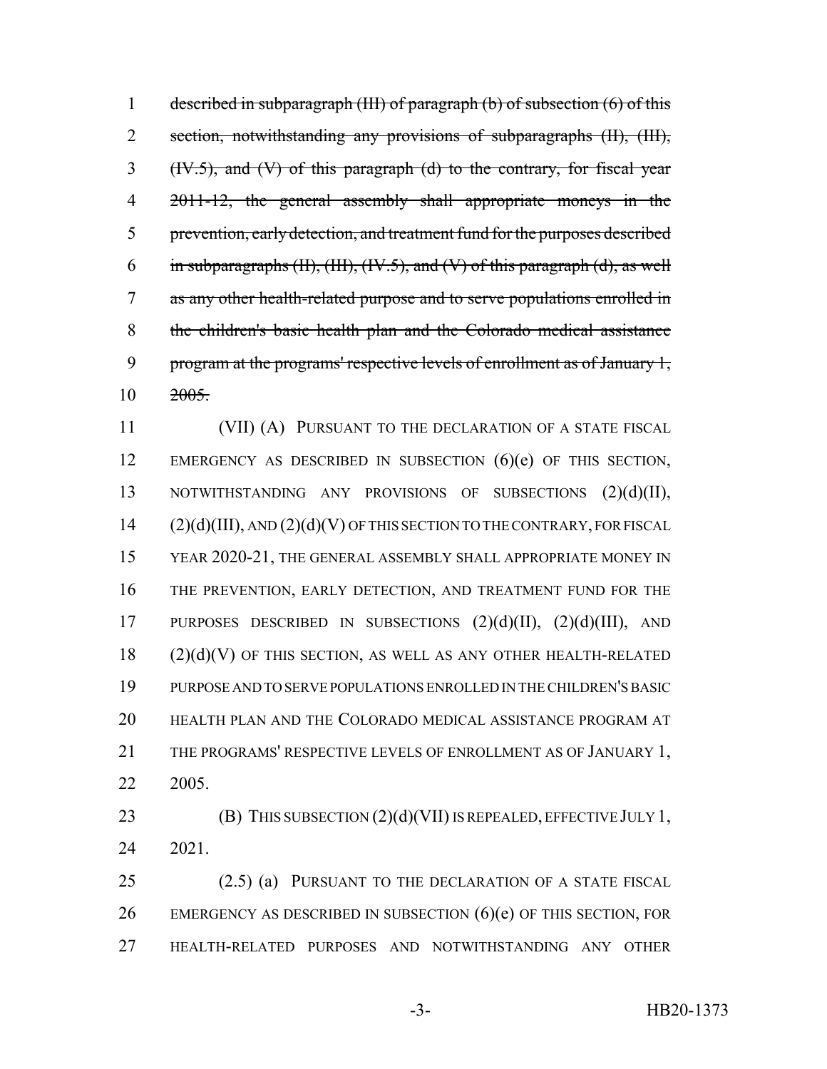~~described in subparagraph (III) of paragraph (b) of subsection (6) of this section, notwithstanding any provisions of subparagraphs (II), (III), (IV.5), and (V) of this paragraph (d) to the contrary, for fiscal year 2011-12, the general assembly shall appropriate moneys in the prevention, early detection, and treatment fund for the purposes described in subparagraphs (II), (III), (IV.5), and (V) of this paragraph (d), as well as any other health-related purpose and to serve populations enrolled in the children's basic health plan and the Colorado medical assistance program at the programs' respective levels of enrollment as of January 1, 2005.~~

(VII) (A) PURSUANT TO THE DECLARATION OF A STATE FISCAL EMERGENCY AS DESCRIBED IN SUBSECTION (6)(e) OF THIS SECTION, NOTWITHSTANDING ANY PROVISIONS OF SUBSECTIONS (2)(d)(II), (2)(d)(III), AND (2)(d)(V) OF THIS SECTION TO THE CONTRARY, FOR FISCAL YEAR 2020-21, THE GENERAL ASSEMBLY SHALL APPROPRIATE MONEY IN THE PREVENTION, EARLY DETECTION, AND TREATMENT FUND FOR THE PURPOSES DESCRIBED IN SUBSECTIONS (2)(d)(II), (2)(d)(III), AND (2)(d)(V) OF THIS SECTION, AS WELL AS ANY OTHER HEALTH-RELATED PURPOSE AND TO SERVE POPULATIONS ENROLLED IN THE CHILDREN'S BASIC HEALTH PLAN AND THE COLORADO MEDICAL ASSISTANCE PROGRAM AT THE PROGRAMS' RESPECTIVE LEVELS OF ENROLLMENT AS OF JANUARY 1, 2005.

(B) THIS SUBSECTION (2)(d)(VII) IS REPEALED, EFFECTIVE JULY 1, 2021.

(2.5) (a) PURSUANT TO THE DECLARATION OF A STATE FISCAL EMERGENCY AS DESCRIBED IN SUBSECTION (6)(e) OF THIS SECTION, FOR HEALTH-RELATED PURPOSES AND NOTWITHSTANDING ANY OTHER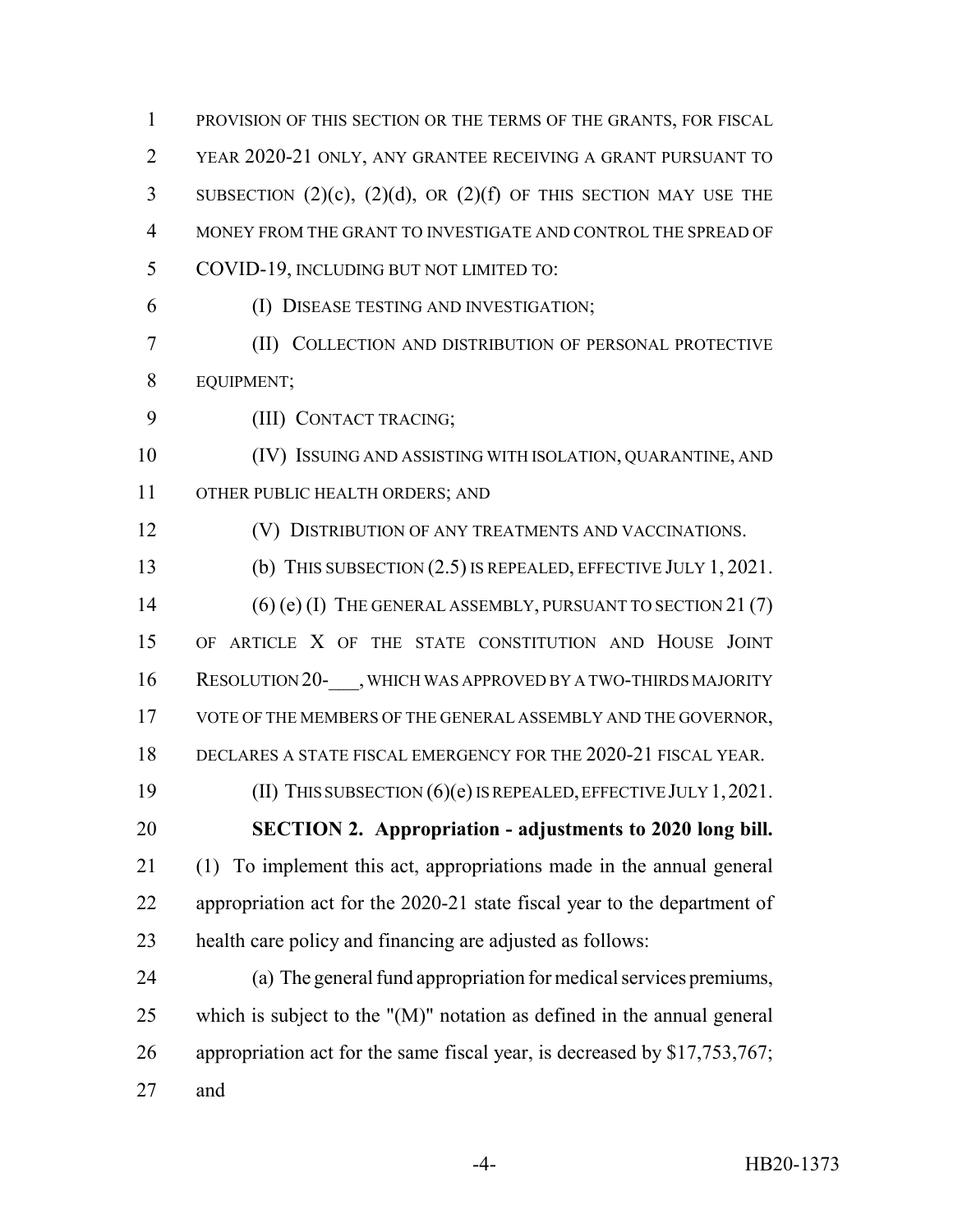PROVISION OF THIS SECTION OR THE TERMS OF THE GRANTS, FOR FISCAL YEAR 2020-21 ONLY, ANY GRANTEE RECEIVING A GRANT PURSUANT TO SUBSECTION (2)(c), (2)(d), OR (2)(f) OF THIS SECTION MAY USE THE MONEY FROM THE GRANT TO INVESTIGATE AND CONTROL THE SPREAD OF COVID-19, INCLUDING BUT NOT LIMITED TO:

(I) DISEASE TESTING AND INVESTIGATION;

(II) COLLECTION AND DISTRIBUTION OF PERSONAL PROTECTIVE EQUIPMENT;

(III) CONTACT TRACING;

(IV) ISSUING AND ASSISTING WITH ISOLATION, QUARANTINE, AND OTHER PUBLIC HEALTH ORDERS; AND

(V) DISTRIBUTION OF ANY TREATMENTS AND VACCINATIONS.

(b) THIS SUBSECTION (2.5) IS REPEALED, EFFECTIVE JULY 1, 2021.

(6) (e) (I) THE GENERAL ASSEMBLY, PURSUANT TO SECTION 21 (7) OF ARTICLE X OF THE STATE CONSTITUTION AND HOUSE JOINT RESOLUTION 20-___, WHICH WAS APPROVED BY A TWO-THIRDS MAJORITY VOTE OF THE MEMBERS OF THE GENERAL ASSEMBLY AND THE GOVERNOR, DECLARES A STATE FISCAL EMERGENCY FOR THE 2020-21 FISCAL YEAR.

(II) THIS SUBSECTION (6)(e) IS REPEALED, EFFECTIVE JULY 1, 2021.

**SECTION 2. Appropriation - adjustments to 2020 long bill.** (1) To implement this act, appropriations made in the annual general appropriation act for the 2020-21 state fiscal year to the department of health care policy and financing are adjusted as follows:

(a) The general fund appropriation for medical services premiums, which is subject to the "(M)" notation as defined in the annual general appropriation act for the same fiscal year, is decreased by $17,753,767; and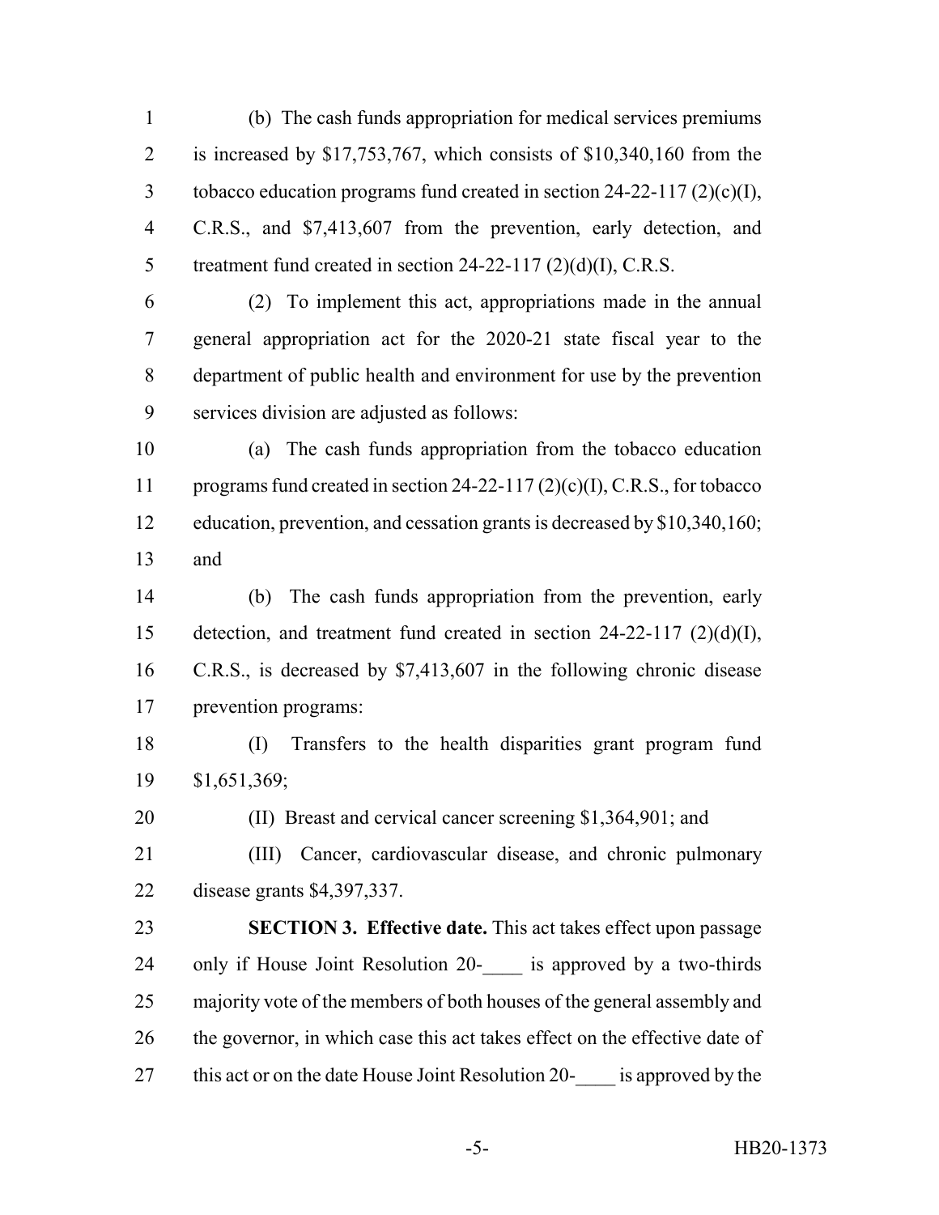(b) The cash funds appropriation for medical services premiums is increased by $17,753,767, which consists of $10,340,160 from the tobacco education programs fund created in section 24-22-117 (2)(c)(I), C.R.S., and $7,413,607 from the prevention, early detection, and treatment fund created in section 24-22-117 (2)(d)(I), C.R.S.

(2) To implement this act, appropriations made in the annual general appropriation act for the 2020-21 state fiscal year to the department of public health and environment for use by the prevention services division are adjusted as follows:

(a) The cash funds appropriation from the tobacco education programs fund created in section 24-22-117 (2)(c)(I), C.R.S., for tobacco education, prevention, and cessation grants is decreased by $10,340,160; and

(b) The cash funds appropriation from the prevention, early detection, and treatment fund created in section 24-22-117 (2)(d)(I), C.R.S., is decreased by $7,413,607 in the following chronic disease prevention programs:

(I) Transfers to the health disparities grant program fund $1,651,369;

(II) Breast and cervical cancer screening $1,364,901; and

(III) Cancer, cardiovascular disease, and chronic pulmonary disease grants $4,397,337.

**SECTION 3. Effective date.** This act takes effect upon passage only if House Joint Resolution 20-____ is approved by a two-thirds majority vote of the members of both houses of the general assembly and the governor, in which case this act takes effect on the effective date of this act or on the date House Joint Resolution 20-____ is approved by the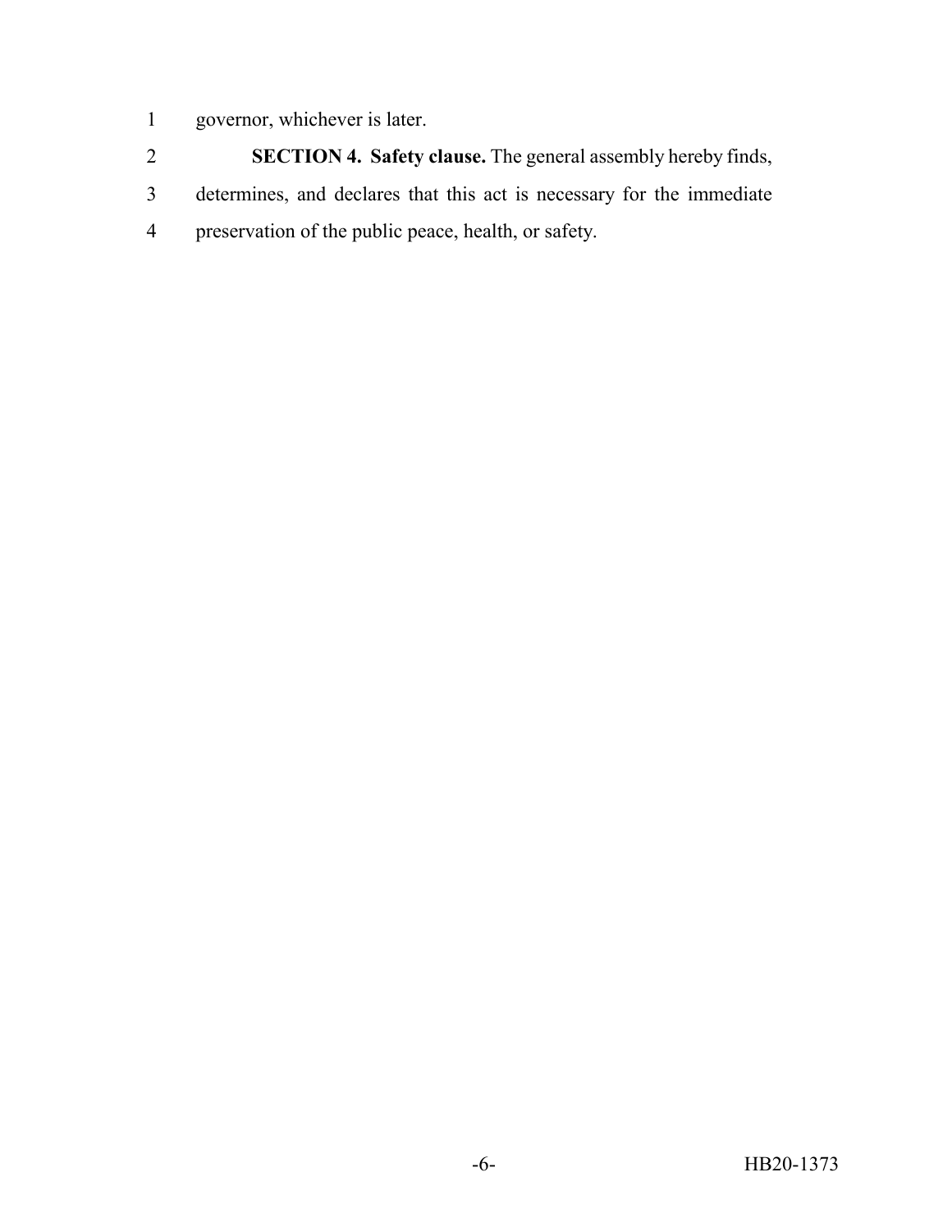governor, whichever is later.

**SECTION 4. Safety clause.** The general assembly hereby finds, determines, and declares that this act is necessary for the immediate preservation of the public peace, health, or safety.